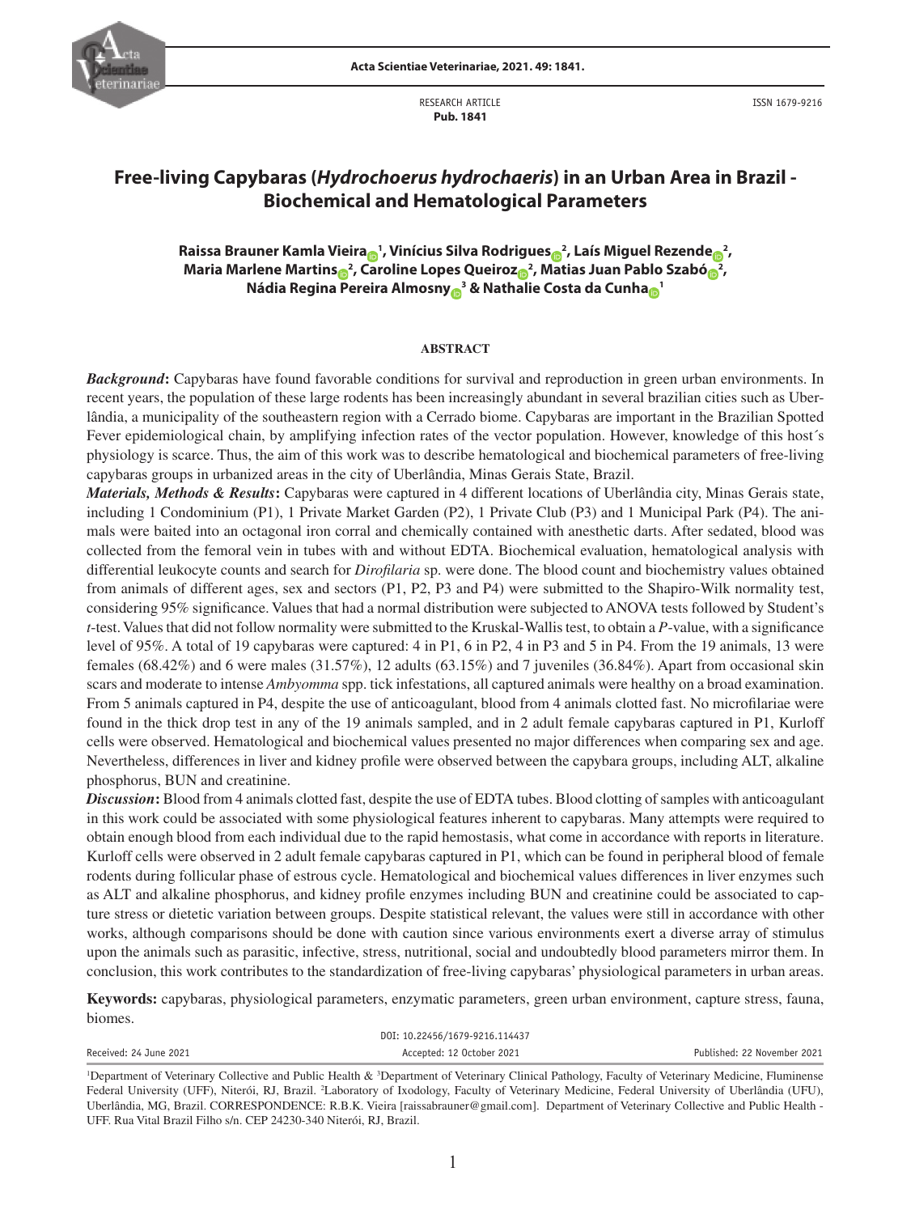RESEARCH ARTICLE
**Pub. 1841**

ISSN 1679-9216

# Free-living Capybaras (*Hydrochoerus hydrochaeris*) in an Urban Area in Brazil - Biochemical and Hematological Parameters

**Raissa Brauner Kamla Vieira[1], Vinícius Silva Rodrigues[2], Laís Miguel Rezende[2], Maria Marlene Martins[2], Caroline Lopes Queiroz[2], Matias Juan Pablo Szabó[2], Nádia Regina Pereira Almosny[3] & Nathalie Costa da Cunha[1]**

## ABSTRACT

***Background*:** Capybaras have found favorable conditions for survival and reproduction in green urban environments. In recent years, the population of these large rodents has been increasingly abundant in several brazilian cities such as Uberlândia, a municipality of the southeastern region with a Cerrado biome. Capybaras are important in the Brazilian Spotted Fever epidemiological chain, by amplifying infection rates of the vector population. However, knowledge of this host´s physiology is scarce. Thus, the aim of this work was to describe hematological and biochemical parameters of free-living capybaras groups in urbanized areas in the city of Uberlândia, Minas Gerais State, Brazil.

***Materials, Methods & Results*:** Capybaras were captured in 4 different locations of Uberlândia city, Minas Gerais state, including 1 Condominium (P1), 1 Private Market Garden (P2), 1 Private Club (P3) and 1 Municipal Park (P4). The animals were baited into an octagonal iron corral and chemically contained with anesthetic darts. After sedated, blood was collected from the femoral vein in tubes with and without EDTA. Biochemical evaluation, hematological analysis with differential leukocyte counts and search for *Dirofilaria* sp. were done. The blood count and biochemistry values obtained from animals of different ages, sex and sectors (P1, P2, P3 and P4) were submitted to the Shapiro-Wilk normality test, considering 95% significance. Values that had a normal distribution were subjected to ANOVA tests followed by Student's *t*-test. Values that did not follow normality were submitted to the Kruskal-Wallis test, to obtain a *P*-value, with a significance level of 95%. A total of 19 capybaras were captured: 4 in P1, 6 in P2, 4 in P3 and 5 in P4. From the 19 animals, 13 were females (68.42%) and 6 were males (31.57%), 12 adults (63.15%) and 7 juveniles (36.84%). Apart from occasional skin scars and moderate to intense *Ambyomma* spp. tick infestations, all captured animals were healthy on a broad examination. From 5 animals captured in P4, despite the use of anticoagulant, blood from 4 animals clotted fast. No microfilariae were found in the thick drop test in any of the 19 animals sampled, and in 2 adult female capybaras captured in P1, Kurloff cells were observed. Hematological and biochemical values presented no major differences when comparing sex and age. Nevertheless, differences in liver and kidney profile were observed between the capybara groups, including ALT, alkaline phosphorus, BUN and creatinine.

***Discussion*:** Blood from 4 animals clotted fast, despite the use of EDTA tubes. Blood clotting of samples with anticoagulant in this work could be associated with some physiological features inherent to capybaras. Many attempts were required to obtain enough blood from each individual due to the rapid hemostasis, what come in accordance with reports in literature. Kurloff cells were observed in 2 adult female capybaras captured in P1, which can be found in peripheral blood of female rodents during follicular phase of estrous cycle. Hematological and biochemical values differences in liver enzymes such as ALT and alkaline phosphorus, and kidney profile enzymes including BUN and creatinine could be associated to capture stress or dietetic variation between groups. Despite statistical relevant, the values were still in accordance with other works, although comparisons should be done with caution since various environments exert a diverse array of stimulus upon the animals such as parasitic, infective, stress, nutritional, social and undoubtedly blood parameters mirror them. In conclusion, this work contributes to the standardization of free-living capybaras' physiological parameters in urban areas.

**Keywords:** capybaras, physiological parameters, enzymatic parameters, green urban environment, capture stress, fauna, biomes.

DOI: 10.22456/1679-9216.114437

Received: 24 June 2021 | Accepted: 12 October 2021 | Published: 22 November 2021

[1]Department of Veterinary Collective and Public Health & [3]Department of Veterinary Clinical Pathology, Faculty of Veterinary Medicine, Fluminense Federal University (UFF), Niterói, RJ, Brazil. [2]Laboratory of Ixodology, Faculty of Veterinary Medicine, Federal University of Uberlândia (UFU), Uberlândia, MG, Brazil. CORRESPONDENCE: R.B.K. Vieira [raissabrauner@gmail.com]. Department of Veterinary Collective and Public Health - UFF. Rua Vital Brazil Filho s/n. CEP 24230-340 Niterói, RJ, Brazil.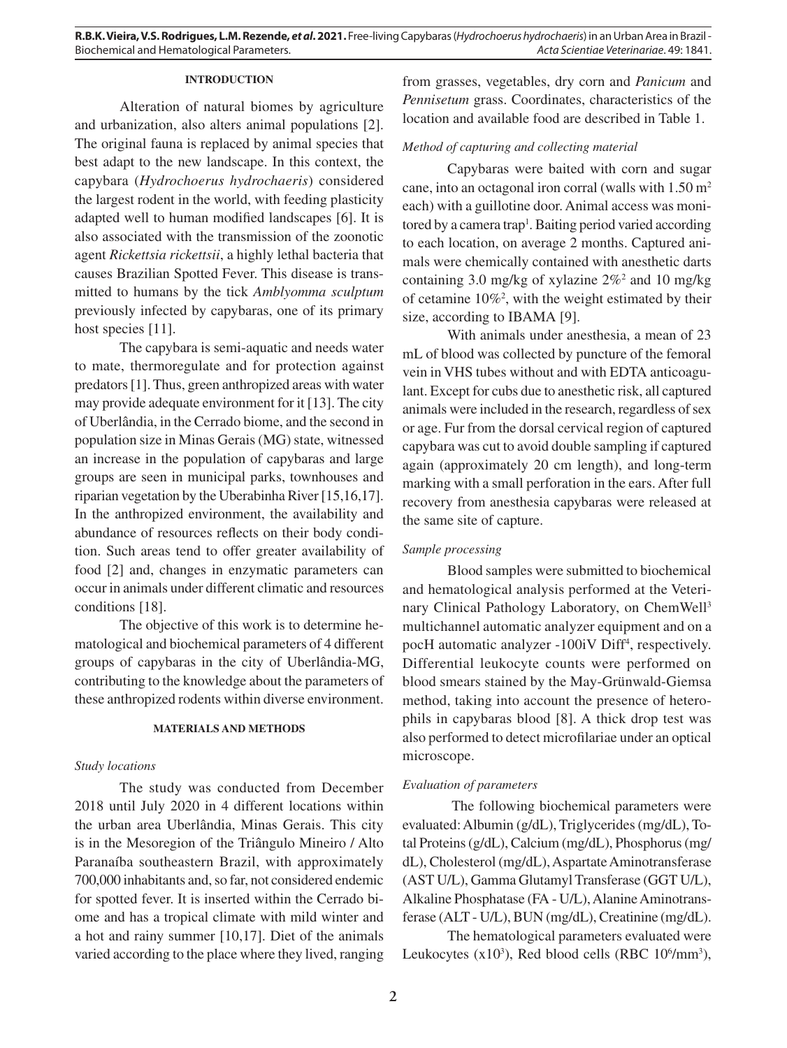## INTRODUCTION

Alteration of natural biomes by agriculture and urbanization, also alters animal populations [2]. The original fauna is replaced by animal species that best adapt to the new landscape. In this context, the capybara (*Hydrochoerus hydrochaeris*) considered the largest rodent in the world, with feeding plasticity adapted well to human modified landscapes [6]. It is also associated with the transmission of the zoonotic agent *Rickettsia rickettsii*, a highly lethal bacteria that causes Brazilian Spotted Fever. This disease is transmitted to humans by the tick *Amblyomma sculptum* previously infected by capybaras, one of its primary host species [11].

The capybara is semi-aquatic and needs water to mate, thermoregulate and for protection against predators [1]. Thus, green anthropized areas with water may provide adequate environment for it [13]. The city of Uberlândia, in the Cerrado biome, and the second in population size in Minas Gerais (MG) state, witnessed an increase in the population of capybaras and large groups are seen in municipal parks, townhouses and riparian vegetation by the Uberabinha River [15,16,17]. In the anthropized environment, the availability and abundance of resources reflects on their body condition. Such areas tend to offer greater availability of food [2] and, changes in enzymatic parameters can occur in animals under different climatic and resources conditions [18].

The objective of this work is to determine hematological and biochemical parameters of 4 different groups of capybaras in the city of Uberlândia-MG, contributing to the knowledge about the parameters of these anthropized rodents within diverse environment.

## MATERIALS AND METHODS

### *Study locations*

The study was conducted from December 2018 until July 2020 in 4 different locations within the urban area Uberlândia, Minas Gerais. This city is in the Mesoregion of the Triângulo Mineiro / Alto Paranaíba southeastern Brazil, with approximately 700,000 inhabitants and, so far, not considered endemic for spotted fever. It is inserted within the Cerrado biome and has a tropical climate with mild winter and a hot and rainy summer [10,17]. Diet of the animals varied according to the place where they lived, ranging from grasses, vegetables, dry corn and *Panicum* and *Pennisetum* grass. Coordinates, characteristics of the location and available food are described in Table 1.

### *Method of capturing and collecting material*

Capybaras were baited with corn and sugar cane, into an octagonal iron corral (walls with 1.50 $m^2$ each) with a guillotine door. Animal access was monitored by a camera trap[1]. Baiting period varied according to each location, on average 2 months. Captured animals were chemically contained with anesthetic darts containing 3.0 mg/kg of xylazine 2%[2] and 10 mg/kg of cetamine 10%[2], with the weight estimated by their size, according to IBAMA [9].

With animals under anesthesia, a mean of 23 mL of blood was collected by puncture of the femoral vein in VHS tubes without and with EDTA anticoagulant. Except for cubs due to anesthetic risk, all captured animals were included in the research, regardless of sex or age. Fur from the dorsal cervical region of captured capybara was cut to avoid double sampling if captured again (approximately 20 cm length), and long-term marking with a small perforation in the ears. After full recovery from anesthesia capybaras were released at the same site of capture.

### *Sample processing*

Blood samples were submitted to biochemical and hematological analysis performed at the Veterinary Clinical Pathology Laboratory, on ChemWell[3] multichannel automatic analyzer equipment and on a pocH automatic analyzer -100iV Diff[4], respectively. Differential leukocyte counts were performed on blood smears stained by the May-Grünwald-Giemsa method, taking into account the presence of heterophils in capybaras blood [8]. A thick drop test was also performed to detect microfilariae under an optical microscope.

### *Evaluation of parameters*

The following biochemical parameters were evaluated: Albumin (g/dL), Triglycerides (mg/dL), Total Proteins (g/dL), Calcium (mg/dL), Phosphorus (mg/dL), Cholesterol (mg/dL), Aspartate Aminotransferase (AST U/L), Gamma Glutamyl Transferase (GGT U/L), Alkaline Phosphatase (FA - U/L), Alanine Aminotransferase (ALT - U/L), BUN (mg/dL), Creatinine (mg/dL).

The hematological parameters evaluated were Leukocytes ($x10^3$), Red blood cells (RBC $10^6/mm^3$),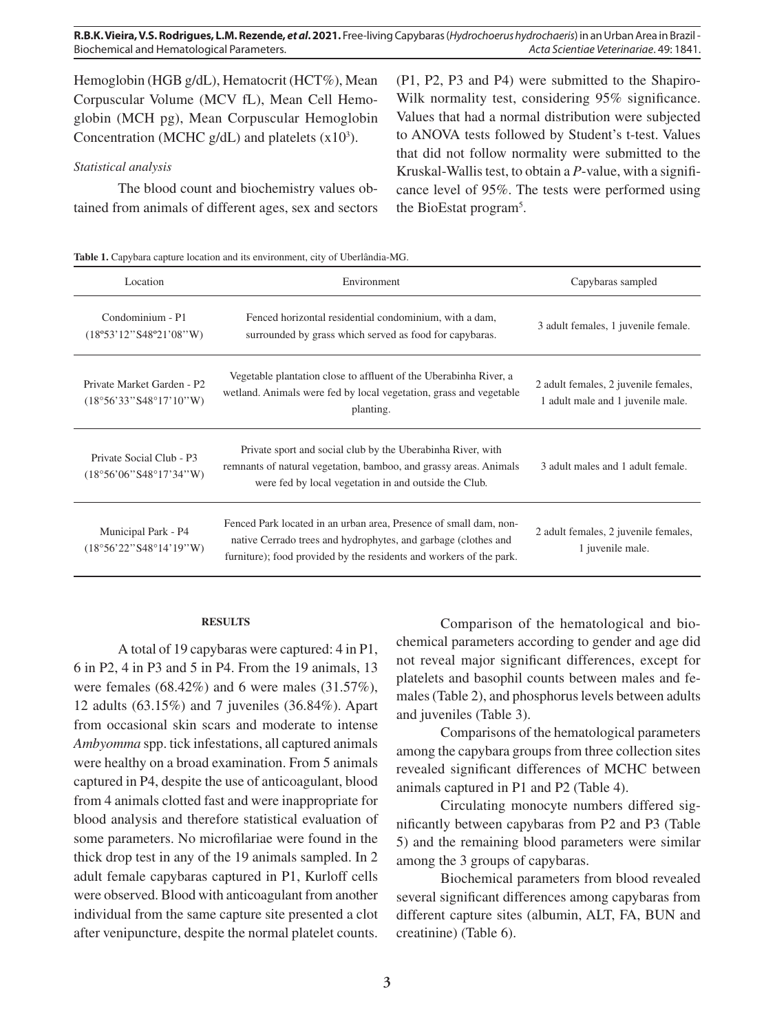Hemoglobin (HGB g/dL), Hematocrit (HCT%), Mean Corpuscular Volume (MCV fL), Mean Cell Hemoglobin (MCH pg), Mean Corpuscular Hemoglobin Concentration (MCHC g/dL) and platelets ($x10^3$).

### *Statistical analysis*

The blood count and biochemistry values obtained from animals of different ages, sex and sectors (P1, P2, P3 and P4) were submitted to the Shapiro-Wilk normality test, considering 95% significance. Values that had a normal distribution were subjected to ANOVA tests followed by Student's t-test. Values that did not follow normality were submitted to the Kruskal-Wallis test, to obtain a *P*-value, with a significance level of 95%. The tests were performed using the BioEstat program[5].

**Table 1.** Capybara capture location and its environment, city of Uberlândia-MG.

| Location | Environment | Capybaras sampled |
|---|---|---|
| Condominium - P1 (18º53'12''S48º21'08''W) | Fenced horizontal residential condominium, with a dam, surrounded by grass which served as food for capybaras. | 3 adult females, 1 juvenile female. |
| Private Market Garden - P2 (18°56'33''S48°17'10''W) | Vegetable plantation close to affluent of the Uberabinha River, a wetland. Animals were fed by local vegetation, grass and vegetable planting. | 2 adult females, 2 juvenile females, 1 adult male and 1 juvenile male. |
| Private Social Club - P3 (18°56'06''S48°17'34''W) | Private sport and social club by the Uberabinha River, with remnants of natural vegetation, bamboo, and grassy areas. Animals were fed by local vegetation in and outside the Club. | 3 adult males and 1 adult female. |
| Municipal Park - P4 (18°56'22''S48°14'19''W) | Fenced Park located in an urban area, Presence of small dam, non-native Cerrado trees and hydrophytes, and garbage (clothes and furniture); food provided by the residents and workers of the park. | 2 adult females, 2 juvenile females, 1 juvenile male. |

## RESULTS

A total of 19 capybaras were captured: 4 in P1, 6 in P2, 4 in P3 and 5 in P4. From the 19 animals, 13 were females (68.42%) and 6 were males (31.57%), 12 adults (63.15%) and 7 juveniles (36.84%). Apart from occasional skin scars and moderate to intense *Ambyomma* spp. tick infestations, all captured animals were healthy on a broad examination. From 5 animals captured in P4, despite the use of anticoagulant, blood from 4 animals clotted fast and were inappropriate for blood analysis and therefore statistical evaluation of some parameters. No microfilariae were found in the thick drop test in any of the 19 animals sampled. In 2 adult female capybaras captured in P1, Kurloff cells were observed. Blood with anticoagulant from another individual from the same capture site presented a clot after venipuncture, despite the normal platelet counts.

Comparison of the hematological and biochemical parameters according to gender and age did not reveal major significant differences, except for platelets and basophil counts between males and females (Table 2), and phosphorus levels between adults and juveniles (Table 3).

Comparisons of the hematological parameters among the capybara groups from three collection sites revealed significant differences of MCHC between animals captured in P1 and P2 (Table 4).

Circulating monocyte numbers differed significantly between capybaras from P2 and P3 (Table 5) and the remaining blood parameters were similar among the 3 groups of capybaras.

Biochemical parameters from blood revealed several significant differences among capybaras from different capture sites (albumin, ALT, FA, BUN and creatinine) (Table 6).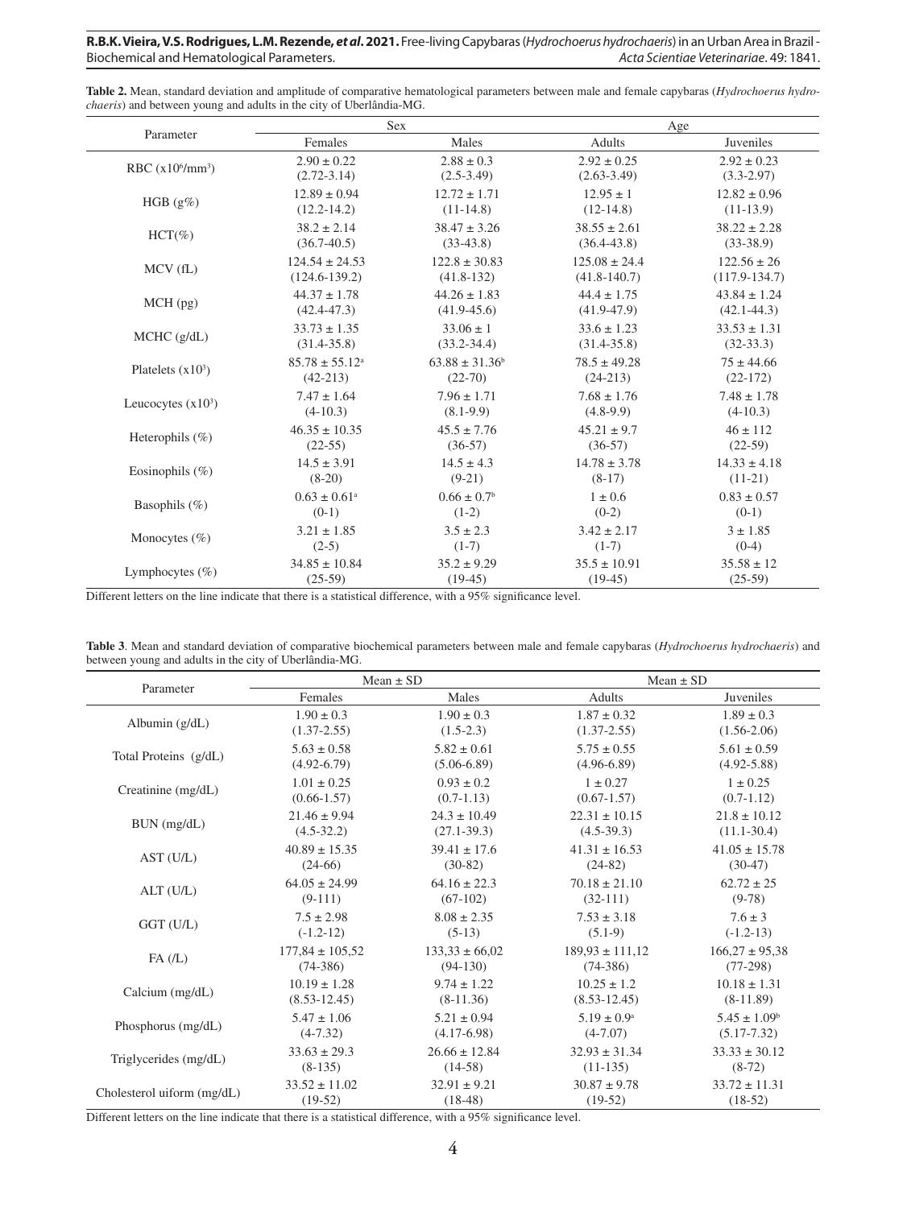**Table 2.** Mean, standard deviation and amplitude of comparative hematological parameters between male and female capybaras (*Hydrochoerus hydrochaeris*) and between young and adults in the city of Uberlândia-MG.

| Parameter | Sex | | Age | |
|---|---|---|---|---|
| | Females | Males | Adults | Juveniles |
| RBC ($x10^6/mm^3$) | 2.90 ± 0.22<br>(2.72-3.14) | 2.88 ± 0.3<br>(2.5-3.49) | 2.92 ± 0.25<br>(2.63-3.49) | 2.92 ± 0.23<br>(3.3-2.97) |
| HGB (g%) | 12.89 ± 0.94<br>(12.2-14.2) | 12.72 ± 1.71<br>(11-14.8) | 12.95 ± 1<br>(12-14.8) | 12.82 ± 0.96<br>(11-13.9) |
| HCT(%) | 38.2 ± 2.14<br>(36.7-40.5) | 38.47 ± 3.26<br>(33-43.8) | 38.55 ± 2.61<br>(36.4-43.8) | 38.22 ± 2.28<br>(33-38.9) |
| MCV (fL) | 124.54 ± 24.53<br>(124.6-139.2) | 122.8 ± 30.83<br>(41.8-132) | 125.08 ± 24.4<br>(41.8-140.7) | 122.56 ± 26<br>(117.9-134.7) |
| MCH (pg) | 44.37 ± 1.78<br>(42.4-47.3) | 44.26 ± 1.83<br>(41.9-45.6) | 44.4 ± 1.75<br>(41.9-47.9) | 43.84 ± 1.24<br>(42.1-44.3) |
| MCHC (g/dL) | 33.73 ± 1.35<br>(31.4-35.8) | 33.06 ± 1<br>(33.2-34.4) | 33.6 ± 1.23<br>(31.4-35.8) | 33.53 ± 1.31<br>(32-33.3) |
| Platelets ($x10^3$) | 85.78 ± 55.12[a]<br>(42-213) | 63.88 ± 31.36[b]<br>(22-70) | 78.5 ± 49.28<br>(24-213) | 75 ± 44.66<br>(22-172) |
| Leucocytes ($x10^3$) | 7.47 ± 1.64<br>(4-10.3) | 7.96 ± 1.71<br>(8.1-9.9) | 7.68 ± 1.76<br>(4.8-9.9) | 7.48 ± 1.78<br>(4-10.3) |
| Heterophils (%) | 46.35 ± 10.35<br>(22-55) | 45.5 ± 7.76<br>(36-57) | 45.21 ± 9.7<br>(36-57) | 46 ± 112<br>(22-59) |
| Eosinophils (%) | 14.5 ± 3.91<br>(8-20) | 14.5 ± 4.3<br>(9-21) | 14.78 ± 3.78<br>(8-17) | 14.33 ± 4.18<br>(11-21) |
| Basophils (%) | 0.63 ± 0.61[a]<br>(0-1) | 0.66 ± 0.7[b]<br>(1-2) | 1 ± 0.6<br>(0-2) | 0.83 ± 0.57<br>(0-1) |
| Monocytes (%) | 3.21 ± 1.85<br>(2-5) | 3.5 ± 2.3<br>(1-7) | 3.42 ± 2.17<br>(1-7) | 3 ± 1.85<br>(0-4) |
| Lymphocytes (%) | 34.85 ± 10.84<br>(25-59) | 35.2 ± 9.29<br>(19-45) | 35.5 ± 10.91<br>(19-45) | 35.58 ± 12<br>(25-59) |

Different letters on the line indicate that there is a statistical difference, with a 95% significance level.

**Table 3**. Mean and standard deviation of comparative biochemical parameters between male and female capybaras (*Hydrochoerus hydrochaeris*) and between young and adults in the city of Uberlândia-MG.

| Parameter | Mean ± SD | | Mean ± SD | |
|---|---|---|---|---|
| | Females | Males | Adults | Juveniles |
| Albumin (g/dL) | 1.90 ± 0.3<br>(1.37-2.55) | 1.90 ± 0.3<br>(1.5-2.3) | 1.87 ± 0.32<br>(1.37-2.55) | 1.89 ± 0.3<br>(1.56-2.06) |
| Total Proteins (g/dL) | 5.63 ± 0.58<br>(4.92-6.79) | 5.82 ± 0.61<br>(5.06-6.89) | 5.75 ± 0.55<br>(4.96-6.89) | 5.61 ± 0.59<br>(4.92-5.88) |
| Creatinine (mg/dL) | 1.01 ± 0.25<br>(0.66-1.57) | 0.93 ± 0.2<br>(0.7-1.13) | 1 ± 0.27<br>(0.67-1.57) | 1 ± 0.25<br>(0.7-1.12) |
| BUN (mg/dL) | 21.46 ± 9.94<br>(4.5-32.2) | 24.3 ± 10.49<br>(27.1-39.3) | 22.31 ± 10.15<br>(4.5-39.3) | 21.8 ± 10.12<br>(11.1-30.4) |
| AST (U/L) | 40.89 ± 15.35<br>(24-66) | 39.41 ± 17.6<br>(30-82) | 41.31 ± 16.53<br>(24-82) | 41.05 ± 15.78<br>(30-47) |
| ALT (U/L) | 64.05 ± 24.99<br>(9-111) | 64.16 ± 22.3<br>(67-102) | 70.18 ± 21.10<br>(32-111) | 62.72 ± 25<br>(9-78) |
| GGT (U/L) | 7.5 ± 2.98<br>(-1.2-12) | 8.08 ± 2.35<br>(5-13) | 7.53 ± 3.18<br>(5.1-9) | 7.6 ± 3<br>(-1.2-13) |
| FA (/L) | 177,84 ± 105,52<br>(74-386) | 133,33 ± 66,02<br>(94-130) | 189,93 ± 111,12<br>(74-386) | 166,27 ± 95,38<br>(77-298) |
| Calcium (mg/dL) | 10.19 ± 1.28<br>(8.53-12.45) | 9.74 ± 1.22<br>(8-11.36) | 10.25 ± 1.2<br>(8.53-12.45) | 10.18 ± 1.31<br>(8-11.89) |
| Phosphorus (mg/dL) | 5.47 ± 1.06<br>(4-7.32) | 5.21 ± 0.94<br>(4.17-6.98) | 5.19 ± 0.9[a]<br>(4-7.07) | 5.45 ± 1.09[b]<br>(5.17-7.32) |
| Triglycerides (mg/dL) | 33.63 ± 29.3<br>(8-135) | 26.66 ± 12.84<br>(14-58) | 32.93 ± 31.34<br>(11-135) | 33.33 ± 30.12<br>(8-72) |
| Cholesterol uiform (mg/dL) | 33.52 ± 11.02<br>(19-52) | 32.91 ± 9.21<br>(18-48) | 30.87 ± 9.78<br>(19-52) | 33.72 ± 11.31<br>(18-52) |

Different letters on the line indicate that there is a statistical difference, with a 95% significance level.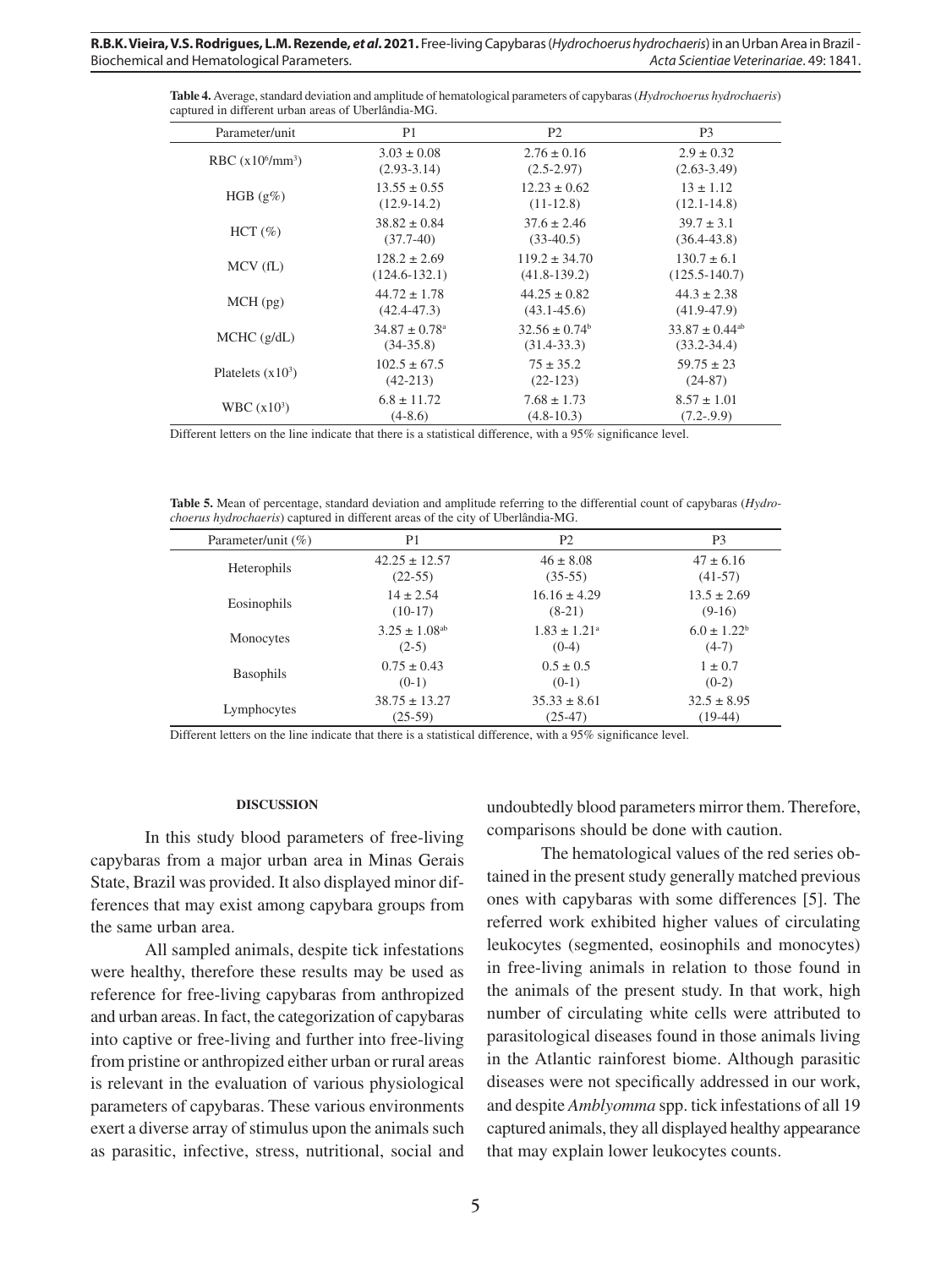**Table 4.** Average, standard deviation and amplitude of hematological parameters of capybaras (*Hydrochoerus hydrochaeris*) captured in different urban areas of Uberlândia-MG.

| Parameter/unit | P1 | P2 | P3 |
|---|---|---|---|
| RBC ($x10^6/mm^3$) | 3.03 ± 0.08 (2.93-3.14) | 2.76 ± 0.16 (2.5-2.97) | 2.9 ± 0.32 (2.63-3.49) |
| HGB (g%) | 13.55 ± 0.55 (12.9-14.2) | 12.23 ± 0.62 (11-12.8) | 13 ± 1.12 (12.1-14.8) |
| HCT (%) | 38.82 ± 0.84 (37.7-40) | 37.6 ± 2.46 (33-40.5) | 39.7 ± 3.1 (36.4-43.8) |
| MCV (fL) | 128.2 ± 2.69 (124.6-132.1) | 119.2 ± 34.70 (41.8-139.2) | 130.7 ± 6.1 (125.5-140.7) |
| MCH (pg) | 44.72 ± 1.78 (42.4-47.3) | 44.25 ± 0.82 (43.1-45.6) | 44.3 ± 2.38 (41.9-47.9) |
| MCHC (g/dL) | 34.87 ± 0.78$^a$ (34-35.8) | 32.56 ± 0.74$^b$ (31.4-33.3) | 33.87 ± 0.44$^{ab}$ (33.2-34.4) |
| Platelets ($x10^3$) | 102.5 ± 67.5 (42-213) | 75 ± 35.2 (22-123) | 59.75 ± 23 (24-87) |
| WBC ($x10^3$) | 6.8 ± 11.72 (4-8.6) | 7.68 ± 1.73 (4.8-10.3) | 8.57 ± 1.01 (7.2-.9.9) |

Different letters on the line indicate that there is a statistical difference, with a 95% significance level.

**Table 5.** Mean of percentage, standard deviation and amplitude referring to the differential count of capybaras (*Hydrochoerus hydrochaeris*) captured in different areas of the city of Uberlândia-MG.

| Parameter/unit (%) | P1 | P2 | P3 |
|---|---|---|---|
| Heterophils | 42.25 ± 12.57 (22-55) | 46 ± 8.08 (35-55) | 47 ± 6.16 (41-57) |
| Eosinophils | 14 ± 2.54 (10-17) | 16.16 ± 4.29 (8-21) | 13.5 ± 2.69 (9-16) |
| Monocytes | 3.25 ± 1.08$^{ab}$ (2-5) | 1.83 ± 1.21$^a$ (0-4) | 6.0 ± 1.22$^b$ (4-7) |
| Basophils | 0.75 ± 0.43 (0-1) | 0.5 ± 0.5 (0-1) | 1 ± 0.7 (0-2) |
| Lymphocytes | 38.75 ± 13.27 (25-59) | 35.33 ± 8.61 (25-47) | 32.5 ± 8.95 (19-44) |

Different letters on the line indicate that there is a statistical difference, with a 95% significance level.

## DISCUSSION

In this study blood parameters of free-living capybaras from a major urban area in Minas Gerais State, Brazil was provided. It also displayed minor differences that may exist among capybara groups from the same urban area.

All sampled animals, despite tick infestations were healthy, therefore these results may be used as reference for free-living capybaras from anthropized and urban areas. In fact, the categorization of capybaras into captive or free-living and further into free-living from pristine or anthropized either urban or rural areas is relevant in the evaluation of various physiological parameters of capybaras. These various environments exert a diverse array of stimulus upon the animals such as parasitic, infective, stress, nutritional, social and undoubtedly blood parameters mirror them. Therefore, comparisons should be done with caution.

The hematological values of the red series obtained in the present study generally matched previous ones with capybaras with some differences [5]. The referred work exhibited higher values of circulating leukocytes (segmented, eosinophils and monocytes) in free-living animals in relation to those found in the animals of the present study. In that work, high number of circulating white cells were attributed to parasitological diseases found in those animals living in the Atlantic rainforest biome. Although parasitic diseases were not specifically addressed in our work, and despite *Amblyomma* spp. tick infestations of all 19 captured animals, they all displayed healthy appearance that may explain lower leukocytes counts.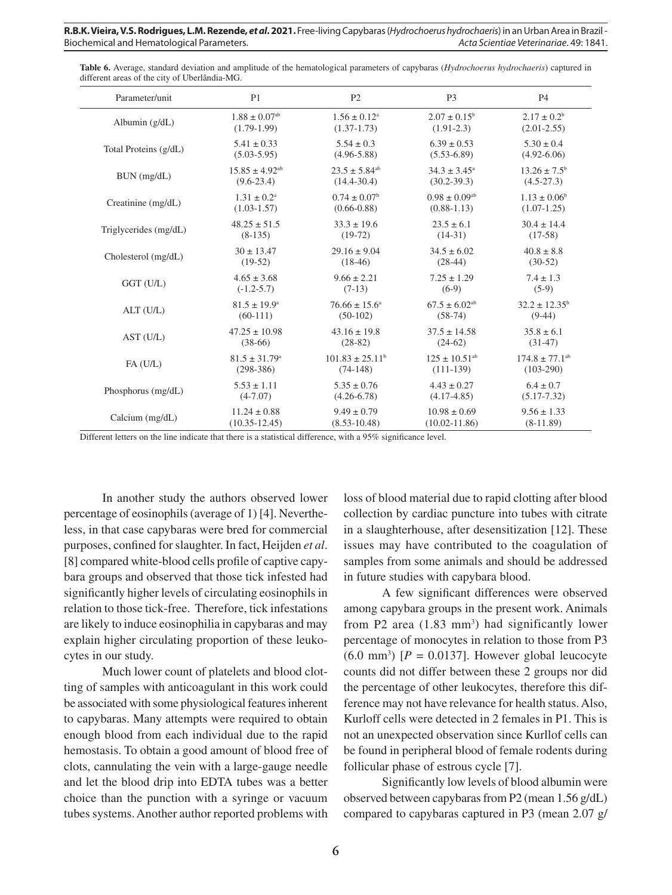**Table 6.** Average, standard deviation and amplitude of the hematological parameters of capybaras (*Hydrochoerus hydrochaeris*) captured in different areas of the city of Uberlândia-MG.

| Parameter/unit | P1 | P2 | P3 | P4 |
|---|---|---|---|---|
| Albumin (g/dL) | $1.88 \pm 0.07^{ab}$ (1.79-1.99) | $1.56 \pm 0.12^{a}$ (1.37-1.73) | $2.07 \pm 0.15^{b}$ (1.91-2.3) | $2.17 \pm 0.2^{b}$ (2.01-2.55) |
| Total Proteins (g/dL) | 5.41 ± 0.33 (5.03-5.95) | 5.54 ± 0.3 (4.96-5.88) | 6.39 ± 0.53 (5.53-6.89) | 5.30 ± 0.4 (4.92-6.06) |
| BUN (mg/dL) | $15.85 \pm 4.92^{ab}$ (9.6-23.4) | $23.5 \pm 5.84^{ab}$ (14.4-30.4) | $34.3 \pm 3.45^{a}$ (30.2-39.3) | $13.26 \pm 7.5^{b}$ (4.5-27.3) |
| Creatinine (mg/dL) | $1.31 \pm 0.2^{a}$ (1.03-1.57) | $0.74 \pm 0.07^{b}$ (0.66-0.88) | $0.98 \pm 0.09^{ab}$ (0.88-1.13) | $1.13 \pm 0.06^{b}$ (1.07-1.25) |
| Triglycerides (mg/dL) | 48.25 ± 51.5 (8-135) | 33.3 ± 19.6 (19-72) | 23.5 ± 6.1 (14-31) | 30.4 ± 14.4 (17-58) |
| Cholesterol (mg/dL) | 30 ± 13.47 (19-52) | 29.16 ± 9.04 (18-46) | 34.5 ± 6.02 (28-44) | 40.8 ± 8.8 (30-52) |
| GGT (U/L) | 4.65 ± 3.68 (-1.2-5.7) | 9.66 ± 2.21 (7-13) | 7.25 ± 1.29 (6-9) | 7.4 ± 1.3 (5-9) |
| ALT (U/L) | $81.5 \pm 19.9^{a}$ (60-111) | $76.66 \pm 15.6^{a}$ (50-102) | $67.5 \pm 6.02^{ab}$ (58-74) | $32.2 \pm 12.35^{b}$ (9-44) |
| AST (U/L) | 47.25 ± 10.98 (38-66) | 43.16 ± 19.8 (28-82) | 37.5 ± 14.58 (24-62) | 35.8 ± 6.1 (31-47) |
| FA (U/L) | $81.5 \pm 31.79^{a}$ (298-386) | $101.83 \pm 25.11^{b}$ (74-148) | $125 \pm 10.51^{ab}$ (111-139) | $174.8 \pm 77.1^{ab}$ (103-290) |
| Phosphorus (mg/dL) | 5.53 ± 1.11 (4-7.07) | 5.35 ± 0.76 (4.26-6.78) | 4.43 ± 0.27 (4.17-4.85) | 6.4 ± 0.7 (5.17-7.32) |
| Calcium (mg/dL) | 11.24 ± 0.88 (10.35-12.45) | 9.49 ± 0.79 (8.53-10.48) | 10.98 ± 0.69 (10.02-11.86) | 9.56 ± 1.33 (8-11.89) |

Different letters on the line indicate that there is a statistical difference, with a 95% significance level.

In another study the authors observed lower percentage of eosinophils (average of 1) [4]. Nevertheless, in that case capybaras were bred for commercial purposes, confined for slaughter. In fact, Heijden *et al*. [8] compared white-blood cells profile of captive capybara groups and observed that those tick infested had significantly higher levels of circulating eosinophils in relation to those tick-free. Therefore, tick infestations are likely to induce eosinophilia in capybaras and may explain higher circulating proportion of these leukocytes in our study.

Much lower count of platelets and blood clotting of samples with anticoagulant in this work could be associated with some physiological features inherent to capybaras. Many attempts were required to obtain enough blood from each individual due to the rapid hemostasis. To obtain a good amount of blood free of clots, cannulating the vein with a large-gauge needle and let the blood drip into EDTA tubes was a better choice than the punction with a syringe or vacuum tubes systems. Another author reported problems with loss of blood material due to rapid clotting after blood collection by cardiac puncture into tubes with citrate in a slaughterhouse, after desensitization [12]. These issues may have contributed to the coagulation of samples from some animals and should be addressed in future studies with capybara blood.

A few significant differences were observed among capybara groups in the present work. Animals from P2 area (1.83 $mm^3$) had significantly lower percentage of monocytes in relation to those from P3 (6.0 $mm^3$) [$P = 0.0137$]. However global leucocyte counts did not differ between these 2 groups nor did the percentage of other leukocytes, therefore this difference may not have relevance for health status. Also, Kurloff cells were detected in 2 females in P1. This is not an unexpected observation since Kurllof cells can be found in peripheral blood of female rodents during follicular phase of estrous cycle [7].

Significantly low levels of blood albumin were observed between capybaras from P2 (mean 1.56 g/dL) compared to capybaras captured in P3 (mean 2.07 g/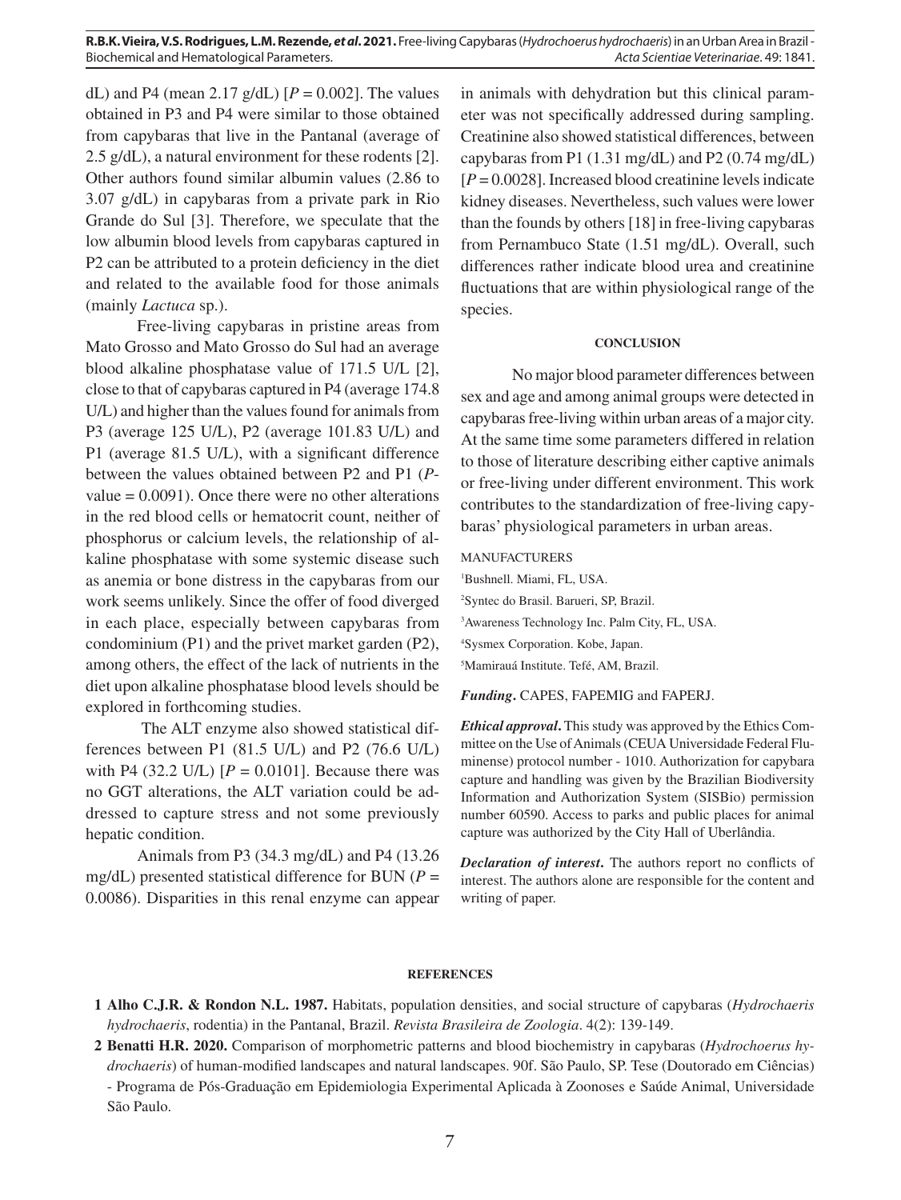dL) and P4 (mean 2.17 g/dL) [$P = 0.002$]. The values obtained in P3 and P4 were similar to those obtained from capybaras that live in the Pantanal (average of 2.5 g/dL), a natural environment for these rodents [2]. Other authors found similar albumin values (2.86 to 3.07 g/dL) in capybaras from a private park in Rio Grande do Sul [3]. Therefore, we speculate that the low albumin blood levels from capybaras captured in P2 can be attributed to a protein deficiency in the diet and related to the available food for those animals (mainly *Lactuca* sp.).

Free-living capybaras in pristine areas from Mato Grosso and Mato Grosso do Sul had an average blood alkaline phosphatase value of 171.5 U/L [2], close to that of capybaras captured in P4 (average 174.8 U/L) and higher than the values found for animals from P3 (average 125 U/L), P2 (average 101.83 U/L) and P1 (average 81.5 U/L), with a significant difference between the values obtained between P2 and P1 (*P*-value = 0.0091). Once there were no other alterations in the red blood cells or hematocrit count, neither of phosphorus or calcium levels, the relationship of alkaline phosphatase with some systemic disease such as anemia or bone distress in the capybaras from our work seems unlikely. Since the offer of food diverged in each place, especially between capybaras from condominium (P1) and the privet market garden (P2), among others, the effect of the lack of nutrients in the diet upon alkaline phosphatase blood levels should be explored in forthcoming studies.

The ALT enzyme also showed statistical differences between P1 (81.5 U/L) and P2 (76.6 U/L) with P4 (32.2 U/L) [$P = 0.0101$]. Because there was no GGT alterations, the ALT variation could be addressed to capture stress and not some previously hepatic condition.

Animals from P3 (34.3 mg/dL) and P4 (13.26 mg/dL) presented statistical difference for BUN ($P = 0.0086$). Disparities in this renal enzyme can appear in animals with dehydration but this clinical parameter was not specifically addressed during sampling. Creatinine also showed statistical differences, between capybaras from P1 (1.31 mg/dL) and P2 (0.74 mg/dL) [$P = 0.0028$]. Increased blood creatinine levels indicate kidney diseases. Nevertheless, such values were lower than the founds by others [18] in free-living capybaras from Pernambuco State (1.51 mg/dL). Overall, such differences rather indicate blood urea and creatinine fluctuations that are within physiological range of the species.

## CONCLUSION

No major blood parameter differences between sex and age and among animal groups were detected in capybaras free-living within urban areas of a major city. At the same time some parameters differed in relation to those of literature describing either captive animals or free-living under different environment. This work contributes to the standardization of free-living capybaras' physiological parameters in urban areas.

MANUFACTURERS

[1]Bushnell. Miami, FL, USA.

[2]Syntec do Brasil. Barueri, SP, Brazil.

[3]Awareness Technology Inc. Palm City, FL, USA.

[4]Sysmex Corporation. Kobe, Japan.

[5]Mamirauá Institute. Tefé, AM, Brazil.

***Funding*.** CAPES, FAPEMIG and FAPERJ.

***Ethical approval*.** This study was approved by the Ethics Committee on the Use of Animals (CEUA Universidade Federal Fluminense) protocol number - 1010. Authorization for capybara capture and handling was given by the Brazilian Biodiversity Information and Authorization System (SISBio) permission number 60590. Access to parks and public places for animal capture was authorized by the City Hall of Uberlândia.

***Declaration of interest*.** The authors report no conflicts of interest. The authors alone are responsible for the content and writing of paper.

## REFERENCES

**1 Alho C.J.R. & Rondon N.L. 1987.** Habitats, population densities, and social structure of capybaras (*Hydrochaeris hydrochaeris*, rodentia) in the Pantanal, Brazil. *Revista Brasileira de Zoologia*. 4(2): 139-149.

**2 Benatti H.R. 2020.** Comparison of morphometric patterns and blood biochemistry in capybaras (*Hydrochoerus hydrochaeris*) of human-modified landscapes and natural landscapes. 90f. São Paulo, SP. Tese (Doutorado em Ciências) - Programa de Pós-Graduação em Epidemiologia Experimental Aplicada à Zoonoses e Saúde Animal, Universidade São Paulo.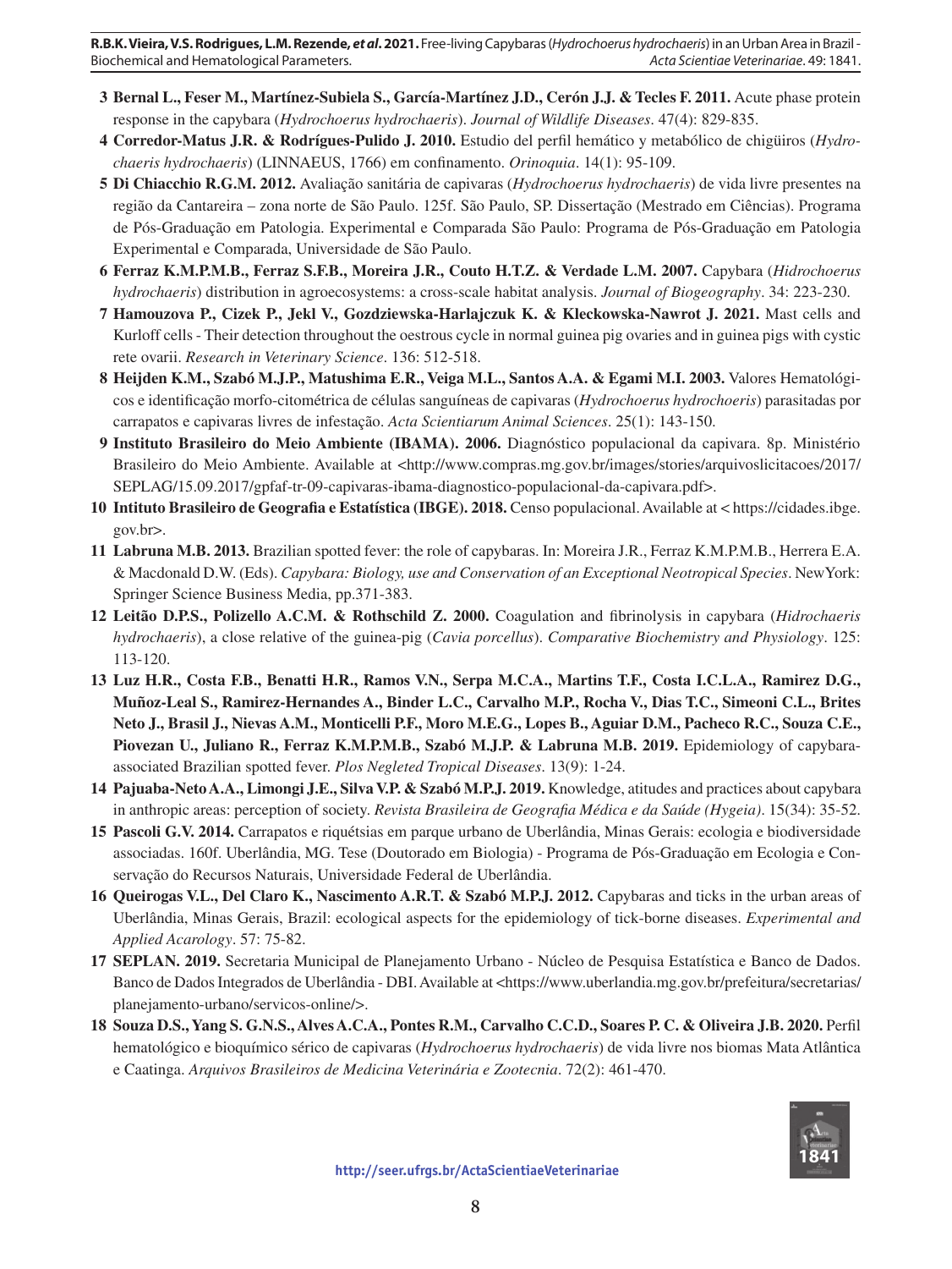3 **Bernal L., Feser M., Martínez-Subiela S., García-Martínez J.D., Cerón J.J. & Tecles F. 2011.** Acute phase protein response in the capybara (*Hydrochoerus hydrochaeris*). *Journal of Wildlife Diseases*. 47(4): 829-835.

4 **Corredor-Matus J.R. & Rodrígues-Pulido J. 2010.** Estudio del perfil hemático y metabólico de chigüiros (*Hydrochaeris hydrochaeris*) (LINNAEUS, 1766) em confinamento. *Orinoquia*. 14(1): 95-109.

5 **Di Chiacchio R.G.M. 2012.** Avaliação sanitária de capivaras (*Hydrochoerus hydrochaeris*) de vida livre presentes na região da Cantareira – zona norte de São Paulo. 125f. São Paulo, SP. Dissertação (Mestrado em Ciências). Programa de Pós-Graduação em Patologia. Experimental e Comparada São Paulo: Programa de Pós-Graduação em Patologia Experimental e Comparada, Universidade de São Paulo.

6 **Ferraz K.M.P.M.B., Ferraz S.F.B., Moreira J.R., Couto H.T.Z. & Verdade L.M. 2007.** Capybara (*Hidrochoerus hydrochaeris*) distribution in agroecosystems: a cross-scale habitat analysis. *Journal of Biogeography*. 34: 223-230.

7 **Hamouzova P., Cizek P., Jekl V., Gozdziewska-Harlajczuk K. & Kleckowska-Nawrot J. 2021.** Mast cells and Kurloff cells - Their detection throughout the oestrous cycle in normal guinea pig ovaries and in guinea pigs with cystic rete ovarii. *Research in Veterinary Science*. 136: 512-518.

8 **Heijden K.M., Szabó M.J.P., Matushima E.R., Veiga M.L., Santos A.A. & Egami M.I. 2003.** Valores Hematológicos e identificação morfo-citométrica de células sanguíneas de capivaras (*Hydrochoerus hydrochoeris*) parasitadas por carrapatos e capivaras livres de infestação. *Acta Scientiarum Animal Sciences*. 25(1): 143-150.

9 **Instituto Brasileiro do Meio Ambiente (IBAMA). 2006.** Diagnóstico populacional da capivara. 8p. Ministério Brasileiro do Meio Ambiente. Available at <http://www.compras.mg.gov.br/images/stories/arquivoslicitacoes/2017/SEPLAG/15.09.2017/gpfaf-tr-09-capivaras-ibama-diagnostico-populacional-da-capivara.pdf>.

10 **Intituto Brasileiro de Geografia e Estatística (IBGE). 2018.** Censo populacional. Available at < https://cidades.ibge.gov.br>.

11 **Labruna M.B. 2013.** Brazilian spotted fever: the role of capybaras. In: Moreira J.R., Ferraz K.M.P.M.B., Herrera E.A. & Macdonald D.W. (Eds). *Capybara: Biology, use and Conservation of an Exceptional Neotropical Species*. New York: Springer Science Business Media, pp.371-383.

12 **Leitão D.P.S., Polizello A.C.M. & Rothschild Z. 2000.** Coagulation and fibrinolysis in capybara (*Hidrochaeris hydrochaeris*), a close relative of the guinea-pig (*Cavia porcellus*). *Comparative Biochemistry and Physiology*. 125: 113-120.

13 **Luz H.R., Costa F.B., Benatti H.R., Ramos V.N., Serpa M.C.A., Martins T.F., Costa I.C.L.A., Ramirez D.G., Muñoz-Leal S., Ramirez-Hernandes A., Binder L.C., Carvalho M.P., Rocha V., Dias T.C., Simeoni C.L., Brites Neto J., Brasil J., Nievas A.M., Monticelli P.F., Moro M.E.G., Lopes B., Aguiar D.M., Pacheco R.C., Souza C.E., Piovezan U., Juliano R., Ferraz K.M.P.M.B., Szabó M.J.P. & Labruna M.B. 2019.** Epidemiology of capybara-associated Brazilian spotted fever. *Plos Neglected Tropical Diseases*. 13(9): 1-24.

14 **Pajuaba-Neto A.A., Limongi J.E., Silva V.P. & Szabó M.P.J. 2019.** Knowledge, atitudes and practices about capybara in anthropic areas: perception of society. *Revista Brasileira de Geografia Médica e da Saúde (Hygeia)*. 15(34): 35-52.

15 **Pascoli G.V. 2014.** Carrapatos e riquétsias em parque urbano de Uberlândia, Minas Gerais: ecologia e biodiversidade associadas. 160f. Uberlândia, MG. Tese (Doutorado em Biologia) - Programa de Pós-Graduação em Ecologia e Conservação do Recursos Naturais, Universidade Federal de Uberlândia.

16 **Queirogas V.L., Del Claro K., Nascimento A.R.T. & Szabó M.P.J. 2012.** Capybaras and ticks in the urban areas of Uberlândia, Minas Gerais, Brazil: ecological aspects for the epidemiology of tick-borne diseases. *Experimental and Applied Acarology*. 57: 75-82.

17 **SEPLAN. 2019.** Secretaria Municipal de Planejamento Urbano - Núcleo de Pesquisa Estatística e Banco de Dados. Banco de Dados Integrados de Uberlândia - DBI. Available at <https://www.uberlandia.mg.gov.br/prefeitura/secretarias/planejamento-urbano/servicos-online/>.

18 **Souza D.S., Yang S. G.N.S., Alves A.C.A., Pontes R.M., Carvalho C.C.D., Soares P. C. & Oliveira J.B. 2020.** Perfil hematológico e bioquímico sérico de capivaras (*Hydrochoerus hydrochaeris*) de vida livre nos biomas Mata Atlântica e Caatinga. *Arquivos Brasileiros de Medicina Veterinária e Zootecnia*. 72(2): 461-470.